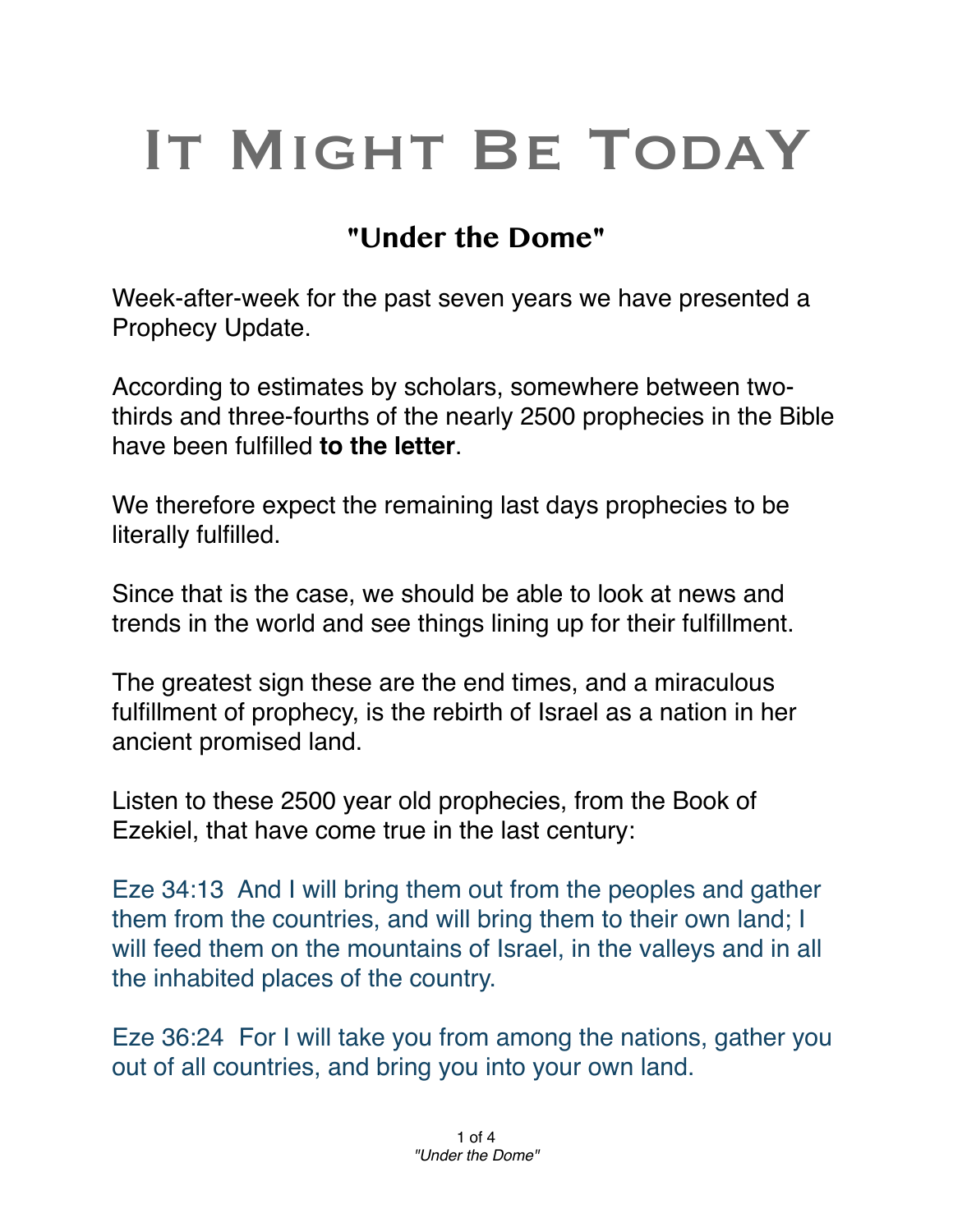# It Might Be TodaY

## "Under the Dome"

Week-after-week for the past seven years we have presented a Prophecy Update.

According to estimates by scholars, somewhere between two-thirds and three-fourths of the nearly 2500 prophecies in the Bible have been fulfilled **to the letter**.

We therefore expect the remaining last days prophecies to be literally fulfilled.

Since that is the case, we should be able to look at news and trends in the world and see things lining up for their fulfillment.

The greatest sign these are the end times, and a miraculous fulfillment of prophecy, is the rebirth of Israel as a nation in her ancient promised land.

Listen to these 2500 year old prophecies, from the Book of Ezekiel, that have come true in the last century:

Eze 34:13 And I will bring them out from the peoples and gather them from the countries, and will bring them to their own land; I will feed them on the mountains of Israel, in the valleys and in all the inhabited places of the country.

Eze 36:24 For I will take you from among the nations, gather you out of all countries, and bring you into your own land.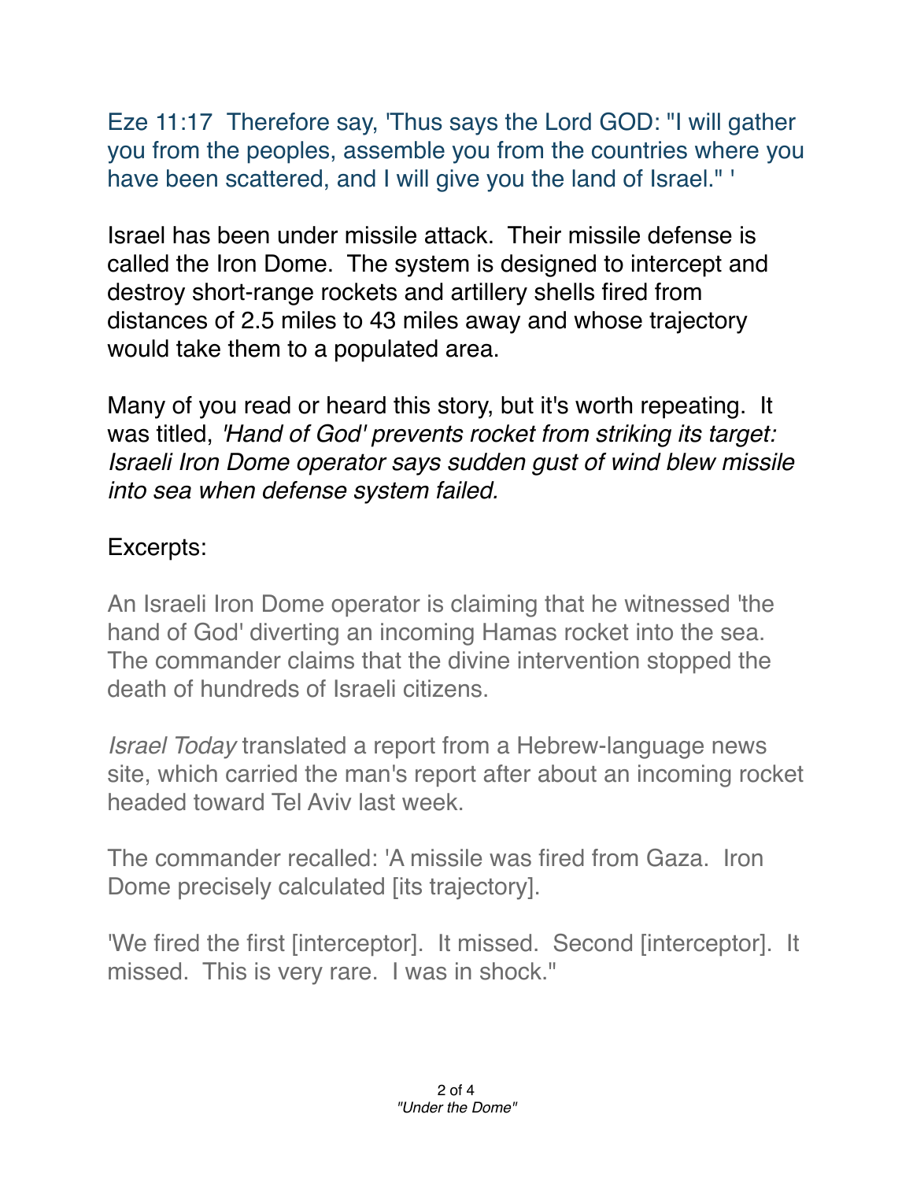Eze 11:17  Therefore say, 'Thus says the Lord GOD: "I will gather you from the peoples, assemble you from the countries where you have been scattered, and I will give you the land of Israel." '

Israel has been under missile attack.  Their missile defense is called the Iron Dome.  The system is designed to intercept and destroy short-range rockets and artillery shells fired from distances of 2.5 miles to 43 miles away and whose trajectory would take them to a populated area.

Many of you read or heard this story, but it's worth repeating.  It was titled, *'Hand of God' prevents rocket from striking its target: Israeli Iron Dome operator says sudden gust of wind blew missile into sea when defense system failed.*

Excerpts:

An Israeli Iron Dome operator is claiming that he witnessed 'the hand of God' diverting an incoming Hamas rocket into the sea. The commander claims that the divine intervention stopped the death of hundreds of Israeli citizens.

*Israel Today* translated a report from a Hebrew-language news site, which carried the man's report after about an incoming rocket headed toward Tel Aviv last week.

The commander recalled: 'A missile was fired from Gaza.  Iron Dome precisely calculated [its trajectory].

'We fired the first [interceptor].  It missed.  Second [interceptor].  It missed.  This is very rare.  I was in shock."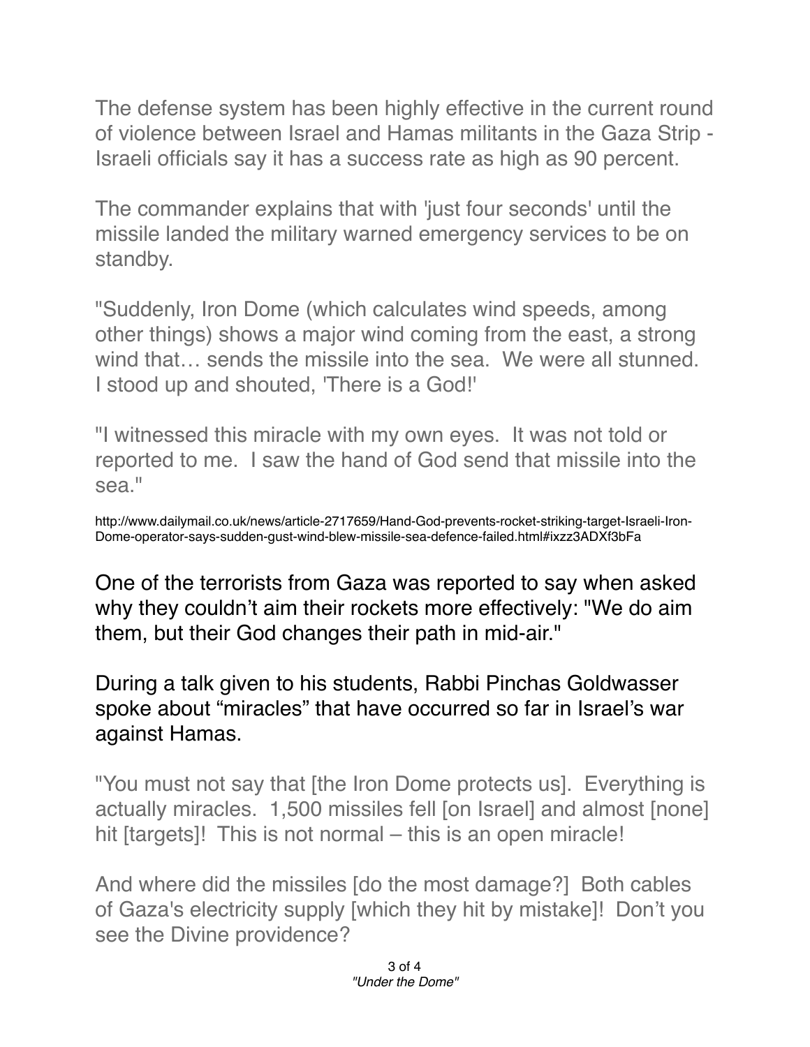The defense system has been highly effective in the current round of violence between Israel and Hamas militants in the Gaza Strip - Israeli officials say it has a success rate as high as 90 percent.

The commander explains that with 'just four seconds' until the missile landed the military warned emergency services to be on standby.

"Suddenly, Iron Dome (which calculates wind speeds, among other things) shows a major wind coming from the east, a strong wind that… sends the missile into the sea. We were all stunned. I stood up and shouted, 'There is a God!'

"I witnessed this miracle with my own eyes. It was not told or reported to me. I saw the hand of God send that missile into the sea."

http://www.dailymail.co.uk/news/article-2717659/Hand-God-prevents-rocket-striking-target-Israeli-Iron-Dome-operator-says-sudden-gust-wind-blew-missile-sea-defence-failed.html#ixzz3ADXf3bFa

One of the terrorists from Gaza was reported to say when asked why they couldn't aim their rockets more effectively: "We do aim them, but their God changes their path in mid-air."

During a talk given to his students, Rabbi Pinchas Goldwasser spoke about "miracles" that have occurred so far in Israel's war against Hamas.

"You must not say that [the Iron Dome protects us]. Everything is actually miracles. 1,500 missiles fell [on Israel] and almost [none] hit [targets]! This is not normal – this is an open miracle!

And where did the missiles [do the most damage?] Both cables of Gaza's electricity supply [which they hit by mistake]! Don't you see the Divine providence?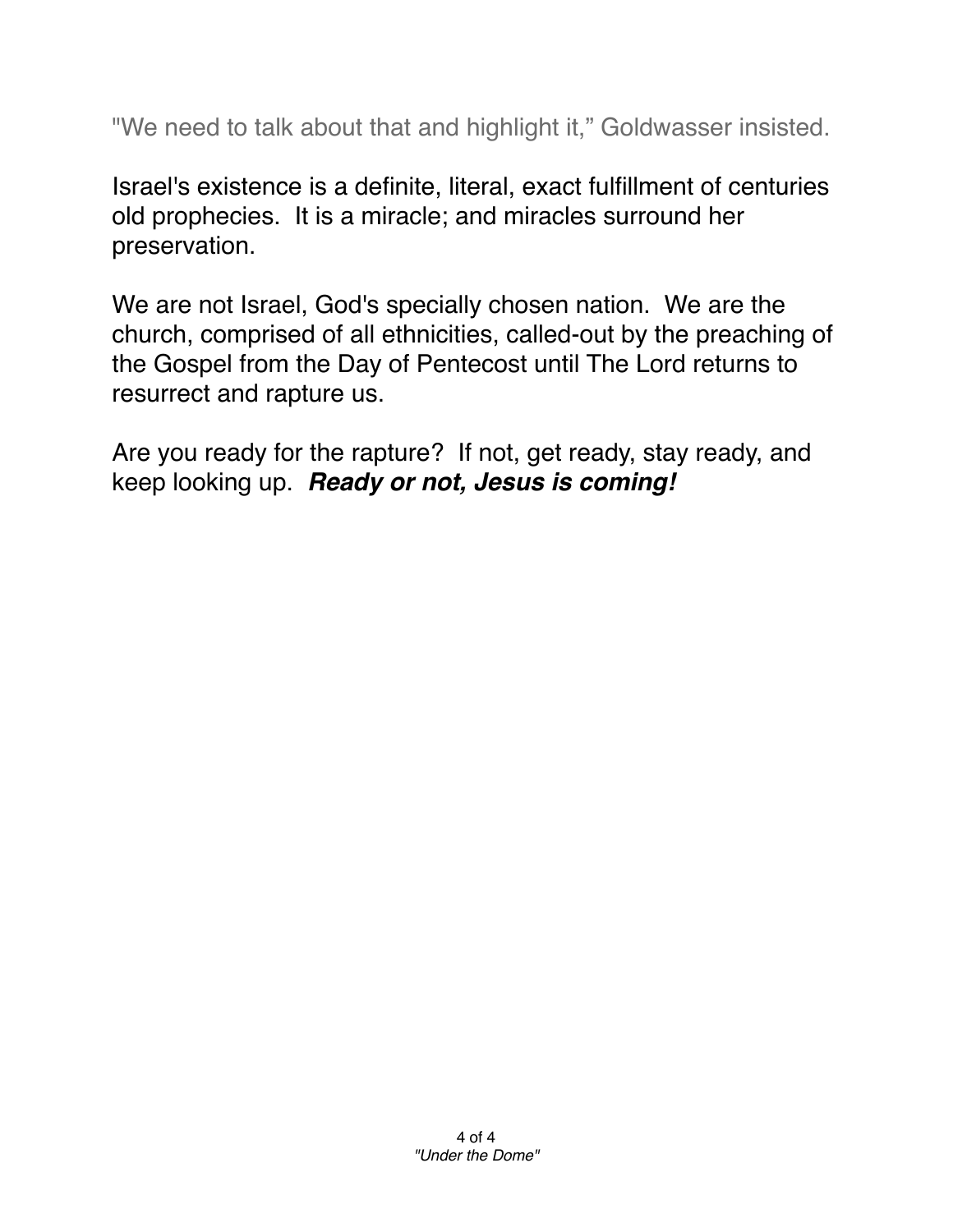"We need to talk about that and highlight it," Goldwasser insisted.

Israel's existence is a definite, literal, exact fulfillment of centuries old prophecies. It is a miracle; and miracles surround her preservation.

We are not Israel, God's specially chosen nation. We are the church, comprised of all ethnicities, called-out by the preaching of the Gospel from the Day of Pentecost until The Lord returns to resurrect and rapture us.

Are you ready for the rapture? If not, get ready, stay ready, and keep looking up. ***Ready or not, Jesus is coming!***